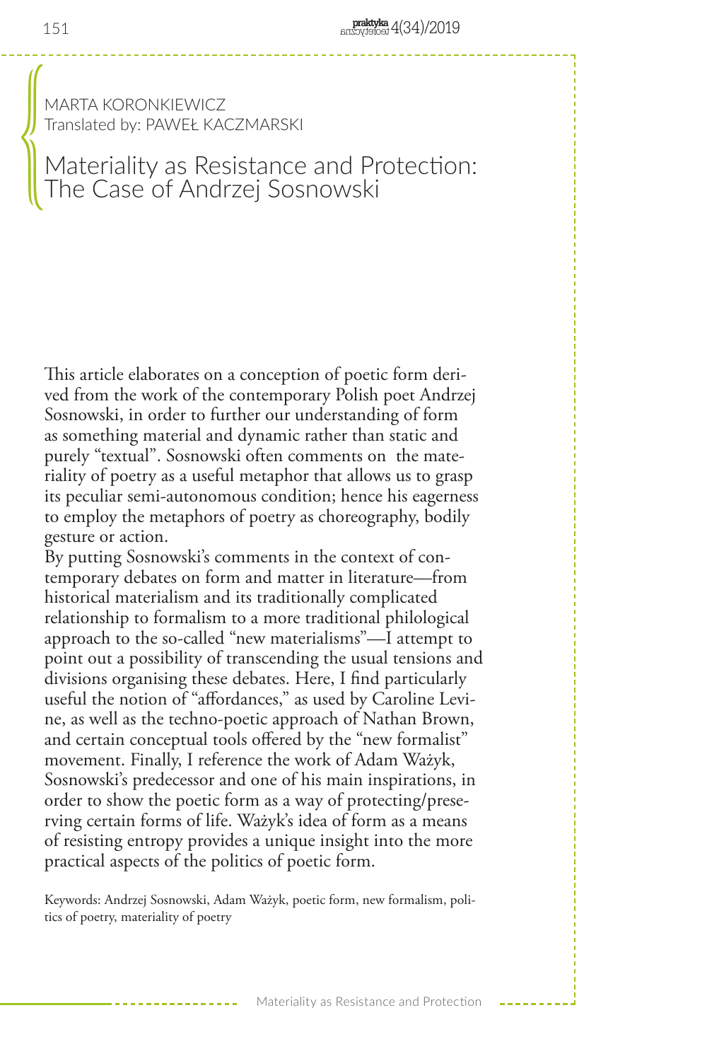MARTA KORONKIEWICZ
Translated by: PAWEŁ KACZMARSKI

# Materiality as Resistance and Protection: The Case of Andrzej Sosnowski

This article elaborates on a conception of poetic form derived from the work of the contemporary Polish poet Andrzej Sosnowski, in order to further our understanding of form as something material and dynamic rather than static and purely "textual". Sosnowski often comments on the materiality of poetry as a useful metaphor that allows us to grasp its peculiar semi-autonomous condition; hence his eagerness to employ the metaphors of poetry as choreography, bodily gesture or action.

By putting Sosnowski's comments in the context of contemporary debates on form and matter in literature—from historical materialism and its traditionally complicated relationship to formalism to a more traditional philological approach to the so-called "new materialisms"—I attempt to point out a possibility of transcending the usual tensions and divisions organising these debates. Here, I find particularly useful the notion of "affordances," as used by Caroline Levine, as well as the techno-poetic approach of Nathan Brown, and certain conceptual tools offered by the "new formalist" movement. Finally, I reference the work of Adam Ważyk, Sosnowski's predecessor and one of his main inspirations, in order to show the poetic form as a way of protecting/preserving certain forms of life. Ważyk's idea of form as a means of resisting entropy provides a unique insight into the more practical aspects of the politics of poetic form.

Keywords: Andrzej Sosnowski, Adam Ważyk, poetic form, new formalism, politics of poetry, materiality of poetry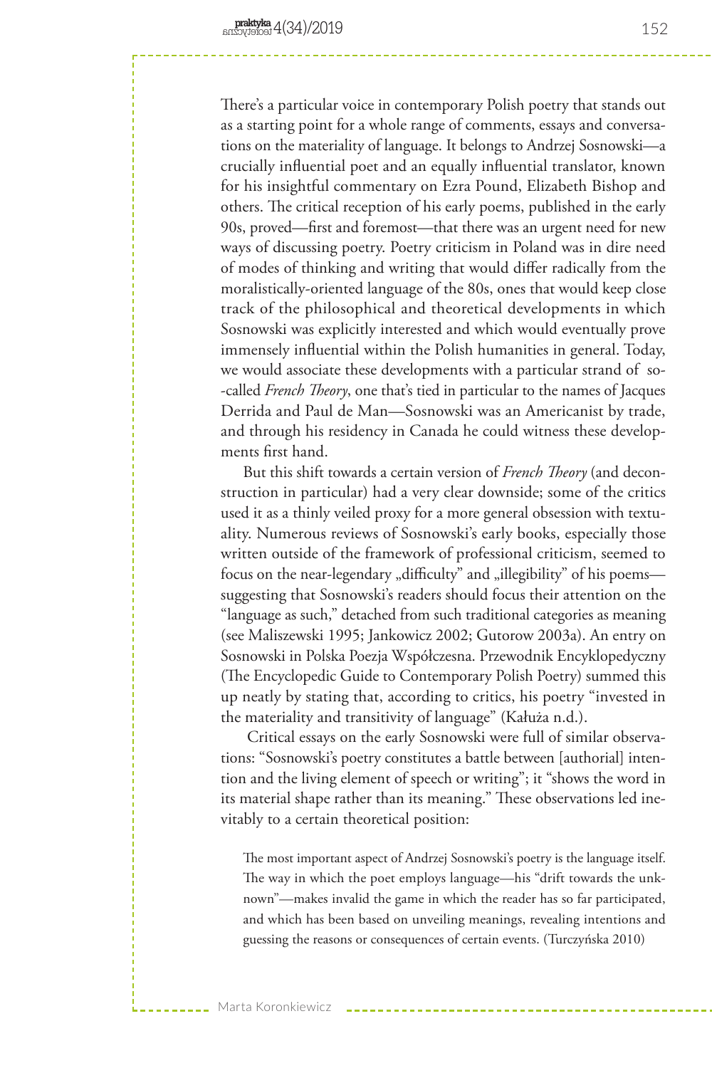There's a particular voice in contemporary Polish poetry that stands out as a starting point for a whole range of comments, essays and conversations on the materiality of language. It belongs to Andrzej Sosnowski—a crucially influential poet and an equally influential translator, known for his insightful commentary on Ezra Pound, Elizabeth Bishop and others. The critical reception of his early poems, published in the early 90s, proved—first and foremost—that there was an urgent need for new ways of discussing poetry. Poetry criticism in Poland was in dire need of modes of thinking and writing that would differ radically from the moralistically-oriented language of the 80s, ones that would keep close track of the philosophical and theoretical developments in which Sosnowski was explicitly interested and which would eventually prove immensely influential within the Polish humanities in general. Today, we would associate these developments with a particular strand of so-called *French Theory*, one that's tied in particular to the names of Jacques Derrida and Paul de Man—Sosnowski was an Americanist by trade, and through his residency in Canada he could witness these developments first hand.

But this shift towards a certain version of *French Theory* (and deconstruction in particular) had a very clear downside; some of the critics used it as a thinly veiled proxy for a more general obsession with textuality. Numerous reviews of Sosnowski's early books, especially those written outside of the framework of professional criticism, seemed to focus on the near-legendary „difficulty" and „illegibility" of his poems—suggesting that Sosnowski's readers should focus their attention on the "language as such," detached from such traditional categories as meaning (see Maliszewski 1995; Jankowicz 2002; Gutorow 2003a). An entry on Sosnowski in Polska Poezja Współczesna. Przewodnik Encyklopedyczny (The Encyclopedic Guide to Contemporary Polish Poetry) summed this up neatly by stating that, according to critics, his poetry "invested in the materiality and transitivity of language" (Kałuża n.d.).

Critical essays on the early Sosnowski were full of similar observations: "Sosnowski's poetry constitutes a battle between [authorial] intention and the living element of speech or writing"; it "shows the word in its material shape rather than its meaning." These observations led inevitably to a certain theoretical position:

> The most important aspect of Andrzej Sosnowski's poetry is the language itself. The way in which the poet employs language—his "drift towards the unknown"—makes invalid the game in which the reader has so far participated, and which has been based on unveiling meanings, revealing intentions and guessing the reasons or consequences of certain events. (Turczyńska 2010)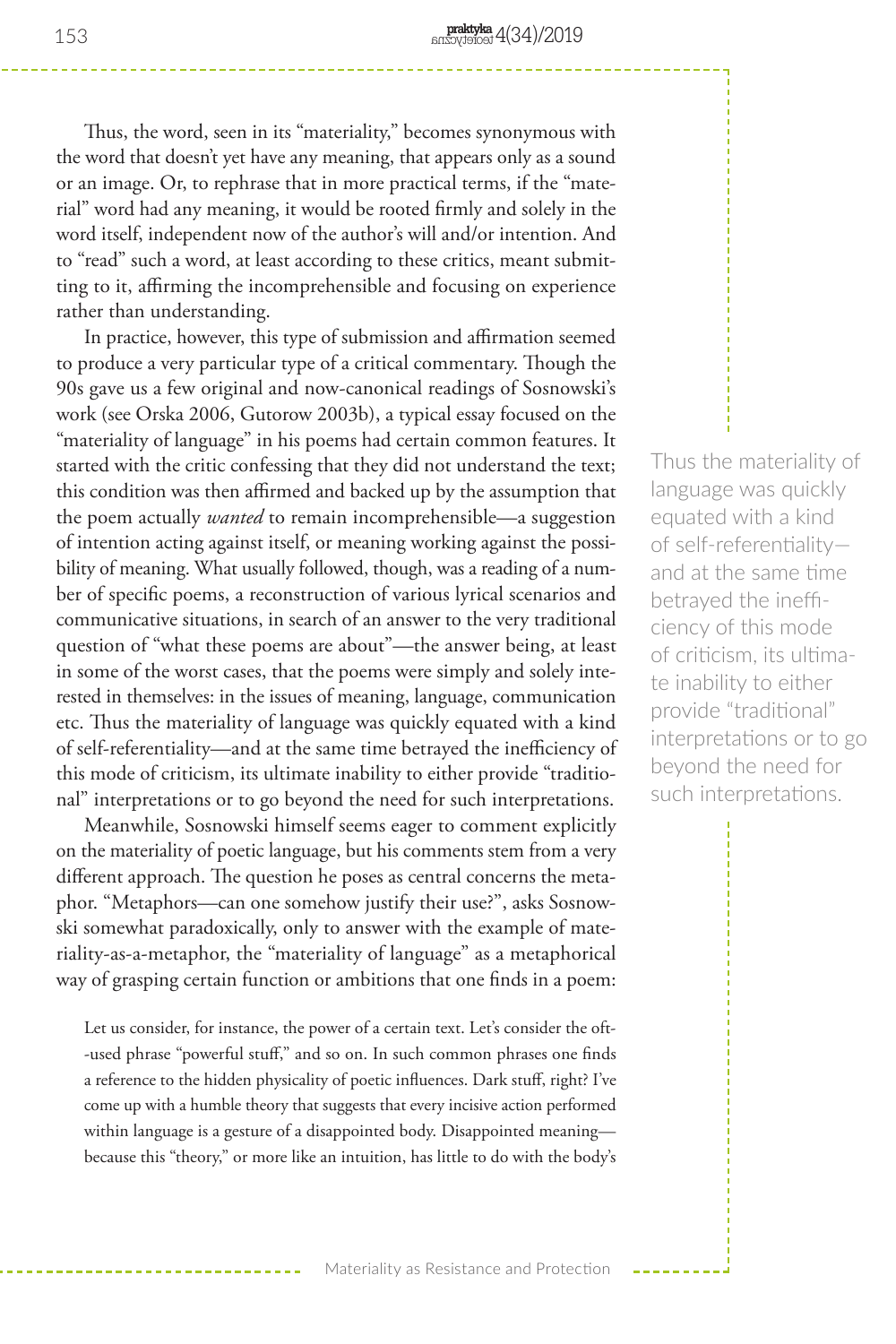Thus, the word, seen in its "materiality," becomes synonymous with the word that doesn't yet have any meaning, that appears only as a sound or an image. Or, to rephrase that in more practical terms, if the "material" word had any meaning, it would be rooted firmly and solely in the word itself, independent now of the author's will and/or intention. And to "read" such a word, at least according to these critics, meant submitting to it, affirming the incomprehensible and focusing on experience rather than understanding.

In practice, however, this type of submission and affirmation seemed to produce a very particular type of a critical commentary. Though the 90s gave us a few original and now-canonical readings of Sosnowski's work (see Orska 2006, Gutorow 2003b), a typical essay focused on the "materiality of language" in his poems had certain common features. It started with the critic confessing that they did not understand the text; this condition was then affirmed and backed up by the assumption that the poem actually *wanted* to remain incomprehensible—a suggestion of intention acting against itself, or meaning working against the possibility of meaning. What usually followed, though, was a reading of a number of specific poems, a reconstruction of various lyrical scenarios and communicative situations, in search of an answer to the very traditional question of "what these poems are about"—the answer being, at least in some of the worst cases, that the poems were simply and solely interested in themselves: in the issues of meaning, language, communication etc. Thus the materiality of language was quickly equated with a kind of self-referentiality—and at the same time betrayed the inefficiency of this mode of criticism, its ultimate inability to either provide "traditional" interpretations or to go beyond the need for such interpretations.

Thus the materiality of language was quickly equated with a kind of self-referentiality—and at the same time betrayed the inefficiency of this mode of criticism, its ultimate inability to either provide "traditional" interpretations or to go beyond the need for such interpretations.

Meanwhile, Sosnowski himself seems eager to comment explicitly on the materiality of poetic language, but his comments stem from a very different approach. The question he poses as central concerns the metaphor. "Metaphors—can one somehow justify their use?", asks Sosnowski somewhat paradoxically, only to answer with the example of materiality-as-a-metaphor, the "materiality of language" as a metaphorical way of grasping certain function or ambitions that one finds in a poem:

> Let us consider, for instance, the power of a certain text. Let's consider the oft-used phrase "powerful stuff," and so on. In such common phrases one finds a reference to the hidden physicality of poetic influences. Dark stuff, right? I've come up with a humble theory that suggests that every incisive action performed within language is a gesture of a disappointed body. Disappointed meaning—because this "theory," or more like an intuition, has little to do with the body's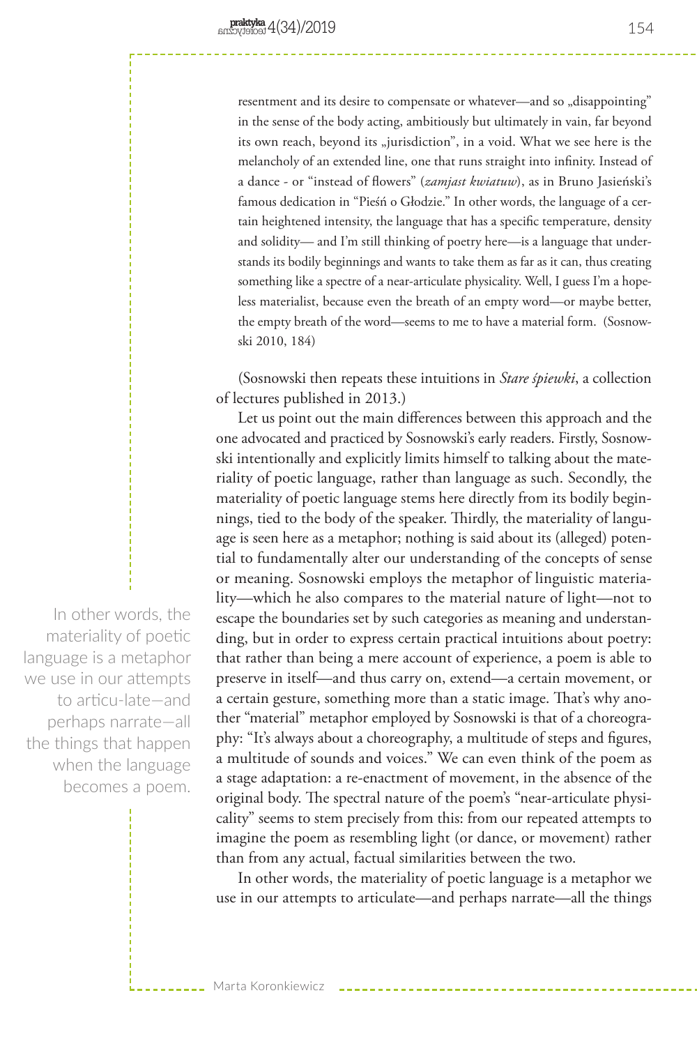> resentment and its desire to compensate or whatever—and so „disappointing" in the sense of the body acting, ambitiously but ultimately in vain, far beyond its own reach, beyond its „jurisdiction", in a void. What we see here is the melancholy of an extended line, one that runs straight into infinity. Instead of a dance - or "instead of flowers" (*zamjast kwiatuw*), as in Bruno Jasieński's famous dedication in "Pieśń o Głodzie." In other words, the language of a certain heightened intensity, the language that has a specific temperature, density and solidity— and I'm still thinking of poetry here—is a language that understands its bodily beginnings and wants to take them as far as it can, thus creating something like a spectre of a near-articulate physicality. Well, I guess I'm a hopeless materialist, because even the breath of an empty word—or maybe better, the empty breath of the word—seems to me to have a material form. (Sosnowski 2010, 184)

(Sosnowski then repeats these intuitions in *Stare śpiewki*, a collection of lectures published in 2013.)

Let us point out the main differences between this approach and the one advocated and practiced by Sosnowski's early readers. Firstly, Sosnowski intentionally and explicitly limits himself to talking about the materiality of poetic language, rather than language as such. Secondly, the materiality of poetic language stems here directly from its bodily beginnings, tied to the body of the speaker. Thirdly, the materiality of language is seen here as a metaphor; nothing is said about its (alleged) potential to fundamentally alter our understanding of the concepts of sense or meaning. Sosnowski employs the metaphor of linguistic materiality—which he also compares to the material nature of light—not to escape the boundaries set by such categories as meaning and understanding, but in order to express certain practical intuitions about poetry: that rather than being a mere account of experience, a poem is able to preserve in itself—and thus carry on, extend—a certain movement, or a certain gesture, something more than a static image. That's why another "material" metaphor employed by Sosnowski is that of a choreography: "It's always about a choreography, a multitude of steps and figures, a multitude of sounds and voices." We can even think of the poem as a stage adaptation: a re-enactment of movement, in the absence of the original body. The spectral nature of the poem's "near-articulate physicality" seems to stem precisely from this: from our repeated attempts to imagine the poem as resembling light (or dance, or movement) rather than from any actual, factual similarities between the two.

In other words, the materiality of poetic language is a metaphor we use in our attempts to articulate—and perhaps narrate—all the things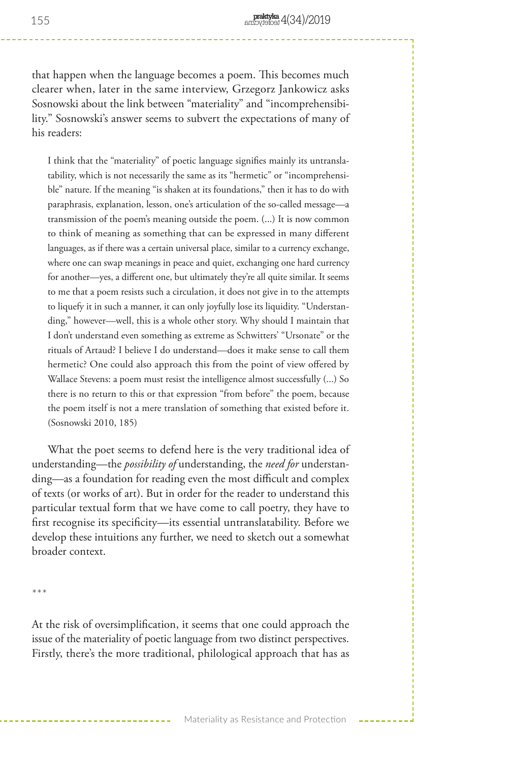that happen when the language becomes a poem. This becomes much clearer when, later in the same interview, Grzegorz Jankowicz asks Sosnowski about the link between "materiality" and "incomprehensibility." Sosnowski's answer seems to subvert the expectations of many of his readers:

> I think that the "materiality" of poetic language signifies mainly its untranslatability, which is not necessarily the same as its "hermetic" or "incomprehensible" nature. If the meaning "is shaken at its foundations," then it has to do with paraphrasis, explanation, lesson, one's articulation of the so-called message—a transmission of the poem's meaning outside the poem. (...) It is now common to think of meaning as something that can be expressed in many different languages, as if there was a certain universal place, similar to a currency exchange, where one can swap meanings in peace and quiet, exchanging one hard currency for another—yes, a different one, but ultimately they're all quite similar. It seems to me that a poem resists such a circulation, it does not give in to the attempts to liquefy it in such a manner, it can only joyfully lose its liquidity. "Understanding," however—well, this is a whole other story. Why should I maintain that I don't understand even something as extreme as Schwitters' "Ursonate" or the rituals of Artaud? I believe I do understand—does it make sense to call them hermetic? One could also approach this from the point of view offered by Wallace Stevens: a poem must resist the intelligence almost successfully (...) So there is no return to this or that expression "from before" the poem, because the poem itself is not a mere translation of something that existed before it. (Sosnowski 2010, 185)

What the poet seems to defend here is the very traditional idea of understanding—the *possibility of* understanding, the *need for* understanding—as a foundation for reading even the most difficult and complex of texts (or works of art). But in order for the reader to understand this particular textual form that we have come to call poetry, they have to first recognise its specificity—its essential untranslatability. Before we develop these intuitions any further, we need to sketch out a somewhat broader context.

\*\*\*

At the risk of oversimplification, it seems that one could approach the issue of the materiality of poetic language from two distinct perspectives. Firstly, there's the more traditional, philological approach that has as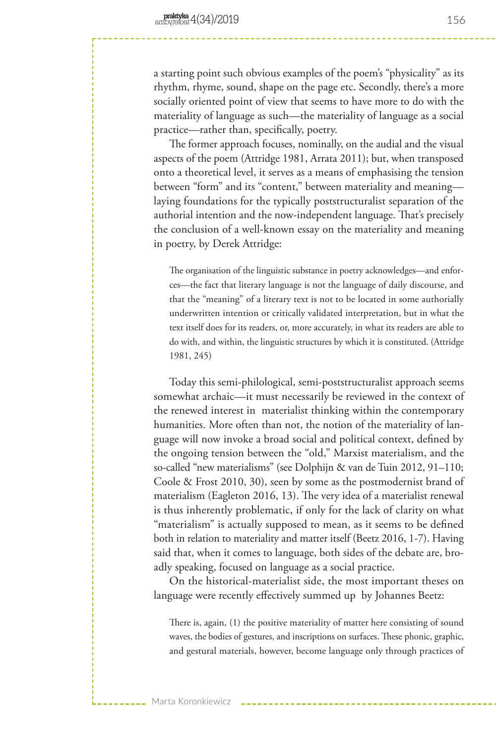a starting point such obvious examples of the poem's "physicality" as its rhythm, rhyme, sound, shape on the page etc. Secondly, there's a more socially oriented point of view that seems to have more to do with the materiality of language as such—the materiality of language as a social practice—rather than, specifically, poetry.

The former approach focuses, nominally, on the audial and the visual aspects of the poem (Attridge 1981, Arrata 2011); but, when transposed onto a theoretical level, it serves as a means of emphasising the tension between "form" and its "content," between materiality and meaning—laying foundations for the typically poststructuralist separation of the authorial intention and the now-independent language. That's precisely the conclusion of a well-known essay on the materiality and meaning in poetry, by Derek Attridge:

> The organisation of the linguistic substance in poetry acknowledges—and enforces—the fact that literary language is not the language of daily discourse, and that the "meaning" of a literary text is not to be located in some authorially underwritten intention or critically validated interpretation, but in what the text itself does for its readers, or, more accurately, in what its readers are able to do with, and within, the linguistic structures by which it is constituted. (Attridge 1981, 245)

Today this semi-philological, semi-poststructuralist approach seems somewhat archaic—it must necessarily be reviewed in the context of the renewed interest in materialist thinking within the contemporary humanities. More often than not, the notion of the materiality of language will now invoke a broad social and political context, defined by the ongoing tension between the "old," Marxist materialism, and the so-called "new materialisms" (see Dolphijn & van de Tuin 2012, 91–110; Coole & Frost 2010, 30), seen by some as the postmodernist brand of materialism (Eagleton 2016, 13). The very idea of a materialist renewal is thus inherently problematic, if only for the lack of clarity on what "materialism" is actually supposed to mean, as it seems to be defined both in relation to materiality and matter itself (Beetz 2016, 1-7). Having said that, when it comes to language, both sides of the debate are, broadly speaking, focused on language as a social practice.

On the historical-materialist side, the most important theses on language were recently effectively summed up by Johannes Beetz:

> There is, again, (1) the positive materiality of matter here consisting of sound waves, the bodies of gestures, and inscriptions on surfaces. These phonic, graphic, and gestural materials, however, become language only through practices of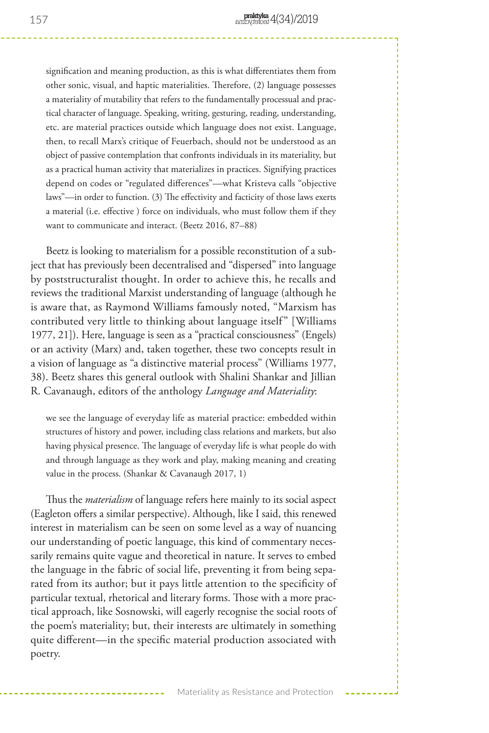> signification and meaning production, as this is what differentiates them from other sonic, visual, and haptic materialities. Therefore, (2) language possesses a materiality of mutability that refers to the fundamentally processual and practical character of language. Speaking, writing, gesturing, reading, understanding, etc. are material practices outside which language does not exist. Language, then, to recall Marx's critique of Feuerbach, should not be understood as an object of passive contemplation that confronts individuals in its materiality, but as a practical human activity that materializes in practices. Signifying practices depend on codes or "regulated differences"—what Kristeva calls "objective laws"—in order to function. (3) The effectivity and facticity of those laws exerts a material (i.e. effective ) force on individuals, who must follow them if they want to communicate and interact. (Beetz 2016, 87–88)

Beetz is looking to materialism for a possible reconstitution of a subject that has previously been decentralised and "dispersed" into language by poststructuralist thought. In order to achieve this, he recalls and reviews the traditional Marxist understanding of language (although he is aware that, as Raymond Williams famously noted, "Marxism has contributed very little to thinking about language itself" [Williams 1977, 21]). Here, language is seen as a "practical consciousness" (Engels) or an activity (Marx) and, taken together, these two concepts result in a vision of language as "a distinctive material process" (Williams 1977, 38). Beetz shares this general outlook with Shalini Shankar and Jillian R. Cavanaugh, editors of the anthology *Language and Materiality*:

> we see the language of everyday life as material practice: embedded within structures of history and power, including class relations and markets, but also having physical presence. The language of everyday life is what people do with and through language as they work and play, making meaning and creating value in the process. (Shankar & Cavanaugh 2017, 1)

Thus the *materialism* of language refers here mainly to its social aspect (Eagleton offers a similar perspective). Although, like I said, this renewed interest in materialism can be seen on some level as a way of nuancing our understanding of poetic language, this kind of commentary necessarily remains quite vague and theoretical in nature. It serves to embed the language in the fabric of social life, preventing it from being separated from its author; but it pays little attention to the specificity of particular textual, rhetorical and literary forms. Those with a more practical approach, like Sosnowski, will eagerly recognise the social roots of the poem's materiality; but, their interests are ultimately in something quite different—in the specific material production associated with poetry.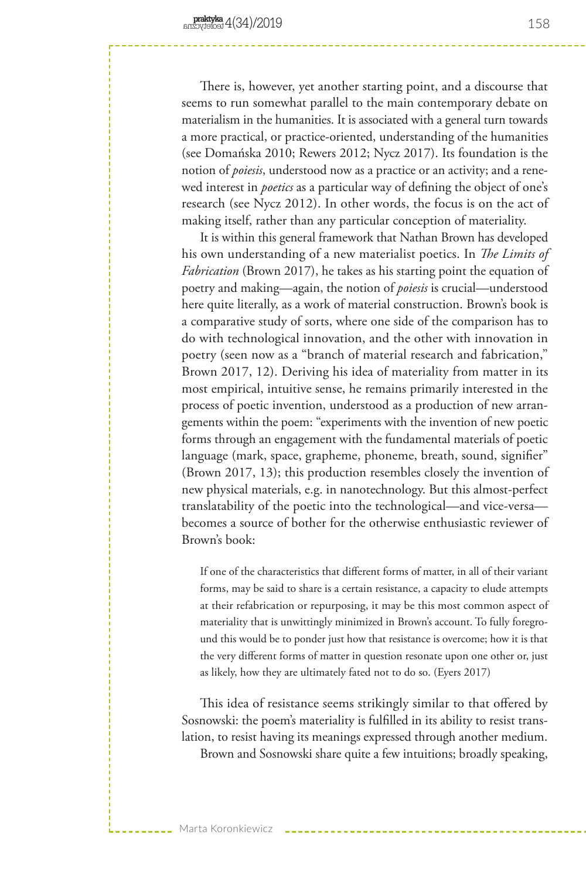There is, however, yet another starting point, and a discourse that seems to run somewhat parallel to the main contemporary debate on materialism in the humanities. It is associated with a general turn towards a more practical, or practice-oriented, understanding of the humanities (see Domańska 2010; Rewers 2012; Nycz 2017). Its foundation is the notion of *poiesis*, understood now as a practice or an activity; and a renewed interest in *poetics* as a particular way of defining the object of one's research (see Nycz 2012). In other words, the focus is on the act of making itself, rather than any particular conception of materiality.

It is within this general framework that Nathan Brown has developed his own understanding of a new materialist poetics. In *The Limits of Fabrication* (Brown 2017), he takes as his starting point the equation of poetry and making—again, the notion of *poiesis* is crucial—understood here quite literally, as a work of material construction. Brown's book is a comparative study of sorts, where one side of the comparison has to do with technological innovation, and the other with innovation in poetry (seen now as a "branch of material research and fabrication," Brown 2017, 12). Deriving his idea of materiality from matter in its most empirical, intuitive sense, he remains primarily interested in the process of poetic invention, understood as a production of new arrangements within the poem: "experiments with the invention of new poetic forms through an engagement with the fundamental materials of poetic language (mark, space, grapheme, phoneme, breath, sound, signifier" (Brown 2017, 13); this production resembles closely the invention of new physical materials, e.g. in nanotechnology. But this almost-perfect translatability of the poetic into the technological—and vice-versa—becomes a source of bother for the otherwise enthusiastic reviewer of Brown's book:

> If one of the characteristics that different forms of matter, in all of their variant forms, may be said to share is a certain resistance, a capacity to elude attempts at their refabrication or repurposing, it may be this most common aspect of materiality that is unwittingly minimized in Brown's account. To fully foreground this would be to ponder just how that resistance is overcome; how it is that the very different forms of matter in question resonate upon one other or, just as likely, how they are ultimately fated not to do so. (Eyers 2017)

This idea of resistance seems strikingly similar to that offered by Sosnowski: the poem's materiality is fulfilled in its ability to resist translation, to resist having its meanings expressed through another medium.

Brown and Sosnowski share quite a few intuitions; broadly speaking,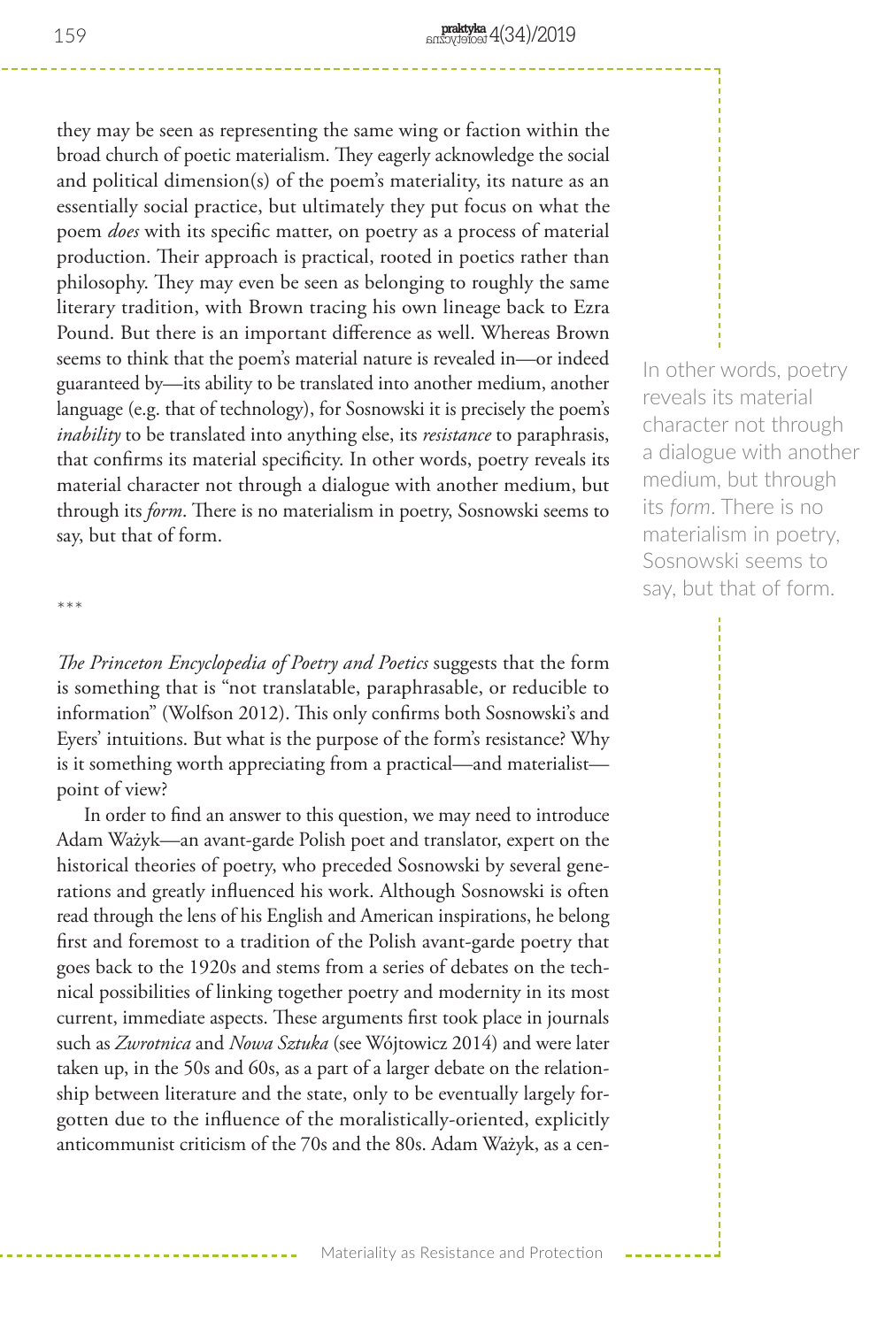they may be seen as representing the same wing or faction within the broad church of poetic materialism. They eagerly acknowledge the social and political dimension(s) of the poem's materiality, its nature as an essentially social practice, but ultimately they put focus on what the poem *does* with its specific matter, on poetry as a process of material production. Their approach is practical, rooted in poetics rather than philosophy. They may even be seen as belonging to roughly the same literary tradition, with Brown tracing his own lineage back to Ezra Pound. But there is an important difference as well. Whereas Brown seems to think that the poem's material nature is revealed in—or indeed guaranteed by—its ability to be translated into another medium, another language (e.g. that of technology), for Sosnowski it is precisely the poem's *inability* to be translated into anything else, its *resistance* to paraphrasis, that confirms its material specificity. In other words, poetry reveals its material character not through a dialogue with another medium, but through its *form*. There is no materialism in poetry, Sosnowski seems to say, but that of form.

> In other words, poetry reveals its material character not through a dialogue with another medium, but through its *form*. There is no materialism in poetry, Sosnowski seems to say, but that of form.

***

*The Princeton Encyclopedia of Poetry and Poetics* suggests that the form is something that is "not translatable, paraphrasable, or reducible to information" (Wolfson 2012). This only confirms both Sosnowski's and Eyers' intuitions. But what is the purpose of the form's resistance? Why is it something worth appreciating from a practical—and materialist—point of view?

In order to find an answer to this question, we may need to introduce Adam Ważyk—an avant-garde Polish poet and translator, expert on the historical theories of poetry, who preceded Sosnowski by several generations and greatly influenced his work. Although Sosnowski is often read through the lens of his English and American inspirations, he belong first and foremost to a tradition of the Polish avant-garde poetry that goes back to the 1920s and stems from a series of debates on the technical possibilities of linking together poetry and modernity in its most current, immediate aspects. These arguments first took place in journals such as *Zwrotnica* and *Nowa Sztuka* (see Wójtowicz 2014) and were later taken up, in the 50s and 60s, as a part of a larger debate on the relationship between literature and the state, only to be eventually largely forgotten due to the influence of the moralistically-oriented, explicitly anticommunist criticism of the 70s and the 80s. Adam Ważyk, as a cen-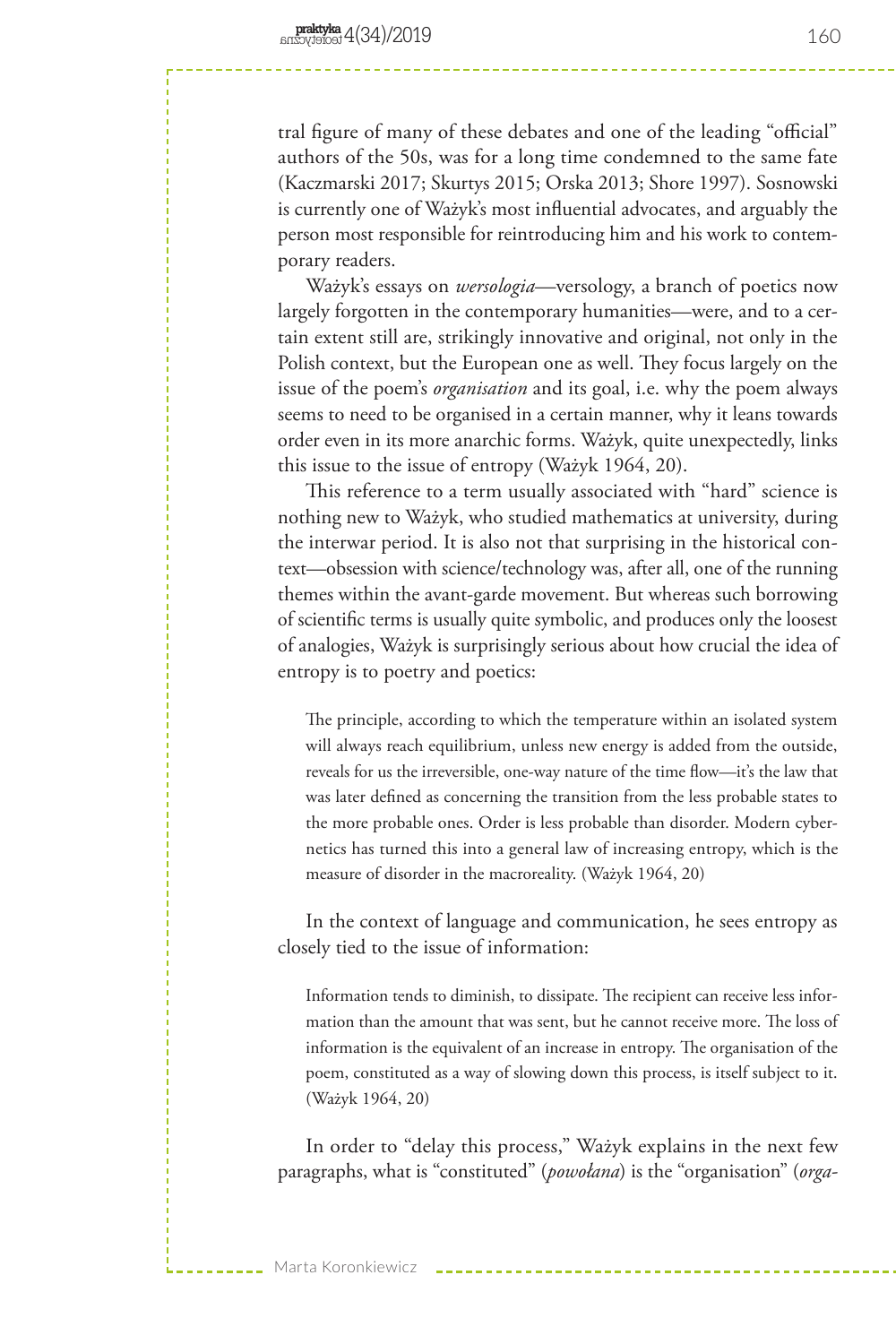tral figure of many of these debates and one of the leading "official" authors of the 50s, was for a long time condemned to the same fate (Kaczmarski 2017; Skurtys 2015; Orska 2013; Shore 1997). Sosnowski is currently one of Ważyk's most influential advocates, and arguably the person most responsible for reintroducing him and his work to contemporary readers.

Ważyk's essays on *wersologia*—versology, a branch of poetics now largely forgotten in the contemporary humanities—were, and to a certain extent still are, strikingly innovative and original, not only in the Polish context, but the European one as well. They focus largely on the issue of the poem's *organisation* and its goal, i.e. why the poem always seems to need to be organised in a certain manner, why it leans towards order even in its more anarchic forms. Ważyk, quite unexpectedly, links this issue to the issue of entropy (Ważyk 1964, 20).

This reference to a term usually associated with "hard" science is nothing new to Ważyk, who studied mathematics at university, during the interwar period. It is also not that surprising in the historical context—obsession with science/technology was, after all, one of the running themes within the avant-garde movement. But whereas such borrowing of scientific terms is usually quite symbolic, and produces only the loosest of analogies, Ważyk is surprisingly serious about how crucial the idea of entropy is to poetry and poetics:

> The principle, according to which the temperature within an isolated system will always reach equilibrium, unless new energy is added from the outside, reveals for us the irreversible, one-way nature of the time flow—it's the law that was later defined as concerning the transition from the less probable states to the more probable ones. Order is less probable than disorder. Modern cybernetics has turned this into a general law of increasing entropy, which is the measure of disorder in the macroreality. (Ważyk 1964, 20)

In the context of language and communication, he sees entropy as closely tied to the issue of information:

> Information tends to diminish, to dissipate. The recipient can receive less information than the amount that was sent, but he cannot receive more. The loss of information is the equivalent of an increase in entropy. The organisation of the poem, constituted as a way of slowing down this process, is itself subject to it. (Ważyk 1964, 20)

In order to "delay this process," Ważyk explains in the next few paragraphs, what is "constituted" (*powołana*) is the "organisation" (*orga-*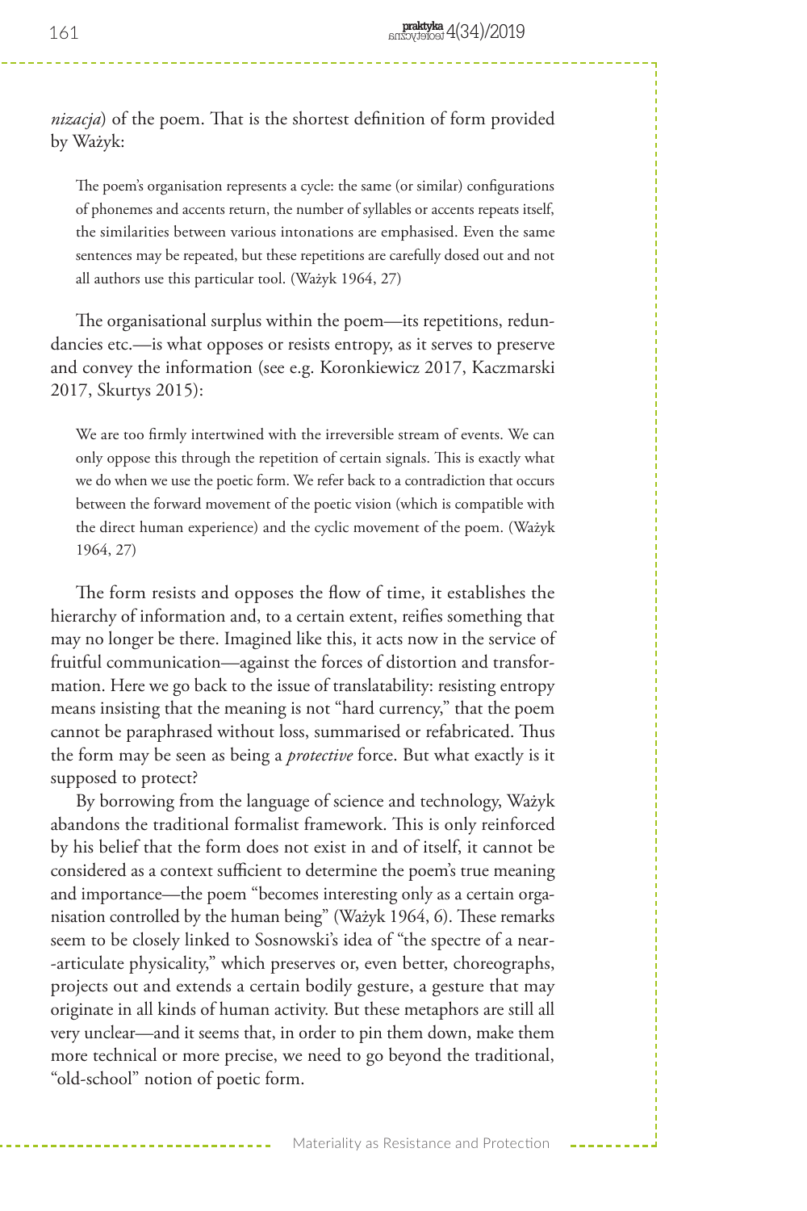*nizacja*) of the poem. That is the shortest definition of form provided by Ważyk:

> The poem's organisation represents a cycle: the same (or similar) configurations of phonemes and accents return, the number of syllables or accents repeats itself, the similarities between various intonations are emphasised. Even the same sentences may be repeated, but these repetitions are carefully dosed out and not all authors use this particular tool. (Ważyk 1964, 27)

The organisational surplus within the poem—its repetitions, redundancies etc.—is what opposes or resists entropy, as it serves to preserve and convey the information (see e.g. Koronkiewicz 2017, Kaczmarski 2017, Skurtys 2015):

> We are too firmly intertwined with the irreversible stream of events. We can only oppose this through the repetition of certain signals. This is exactly what we do when we use the poetic form. We refer back to a contradiction that occurs between the forward movement of the poetic vision (which is compatible with the direct human experience) and the cyclic movement of the poem. (Ważyk 1964, 27)

The form resists and opposes the flow of time, it establishes the hierarchy of information and, to a certain extent, reifies something that may no longer be there. Imagined like this, it acts now in the service of fruitful communication—against the forces of distortion and transformation. Here we go back to the issue of translatability: resisting entropy means insisting that the meaning is not "hard currency," that the poem cannot be paraphrased without loss, summarised or refabricated. Thus the form may be seen as being a *protective* force. But what exactly is it supposed to protect?

By borrowing from the language of science and technology, Ważyk abandons the traditional formalist framework. This is only reinforced by his belief that the form does not exist in and of itself, it cannot be considered as a context sufficient to determine the poem's true meaning and importance—the poem "becomes interesting only as a certain organisation controlled by the human being" (Ważyk 1964, 6). These remarks seem to be closely linked to Sosnowski's idea of "the spectre of a near-articulate physicality," which preserves or, even better, choreographs, projects out and extends a certain bodily gesture, a gesture that may originate in all kinds of human activity. But these metaphors are still all very unclear—and it seems that, in order to pin them down, make them more technical or more precise, we need to go beyond the traditional, "old-school" notion of poetic form.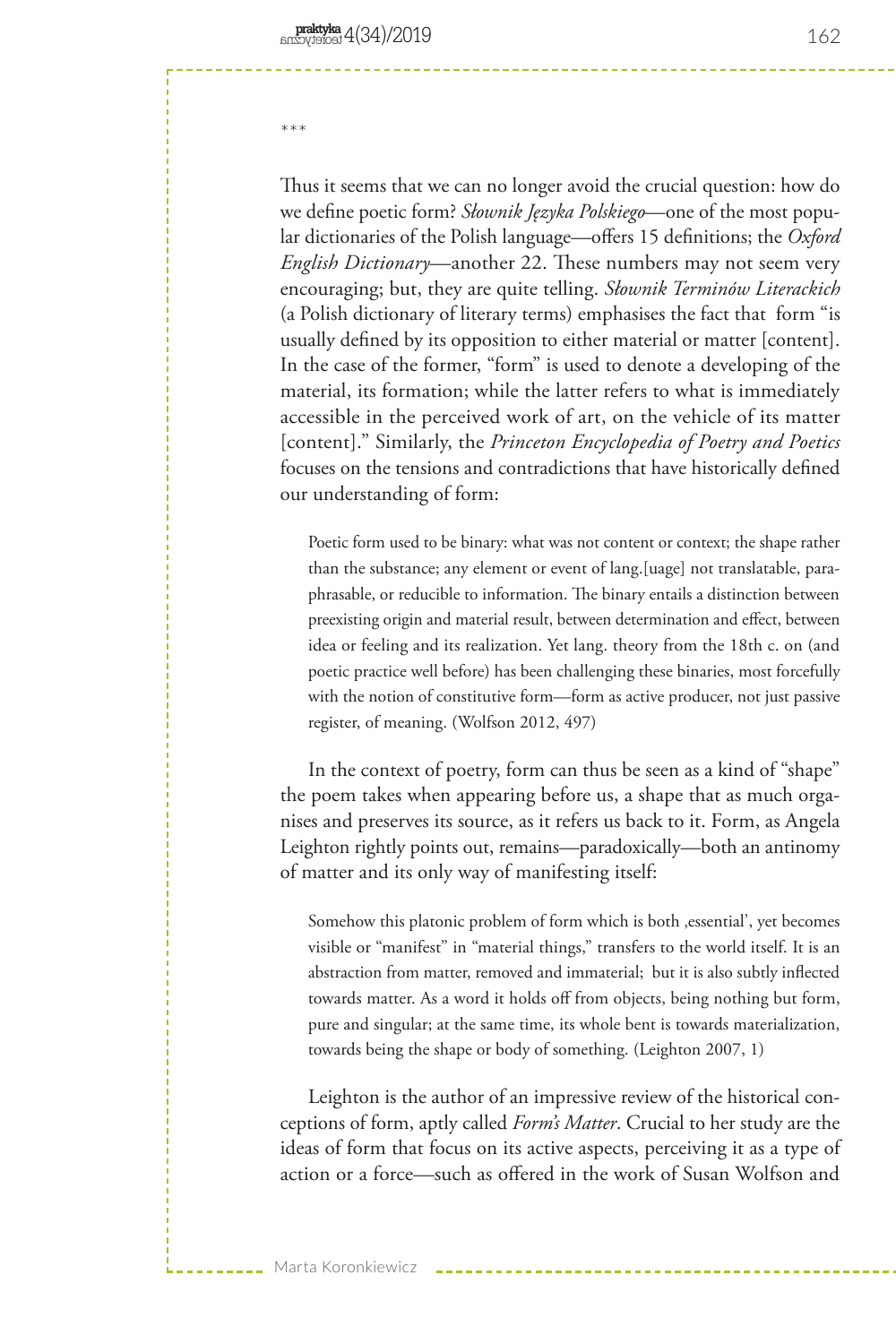\*\*\*

Thus it seems that we can no longer avoid the crucial question: how do we define poetic form? *Słownik Języka Polskiego*—one of the most popular dictionaries of the Polish language—offers 15 definitions; the *Oxford English Dictionary*—another 22. These numbers may not seem very encouraging; but, they are quite telling. *Słownik Terminów Literackich* (a Polish dictionary of literary terms) emphasises the fact that form "is usually defined by its opposition to either material or matter [content]. In the case of the former, "form" is used to denote a developing of the material, its formation; while the latter refers to what is immediately accessible in the perceived work of art, on the vehicle of its matter [content]." Similarly, the *Princeton Encyclopedia of Poetry and Poetics* focuses on the tensions and contradictions that have historically defined our understanding of form:

> Poetic form used to be binary: what was not content or context; the shape rather than the substance; any element or event of lang.[uage] not translatable, paraphrasable, or reducible to information. The binary entails a distinction between preexisting origin and material result, between determination and effect, between idea or feeling and its realization. Yet lang. theory from the 18th c. on (and poetic practice well before) has been challenging these binaries, most forcefully with the notion of constitutive form—form as active producer, not just passive register, of meaning. (Wolfson 2012, 497)

In the context of poetry, form can thus be seen as a kind of "shape" the poem takes when appearing before us, a shape that as much organises and preserves its source, as it refers us back to it. Form, as Angela Leighton rightly points out, remains—paradoxically—both an antinomy of matter and its only way of manifesting itself:

> Somehow this platonic problem of form which is both ‚essential', yet becomes visible or "manifest" in "material things," transfers to the world itself. It is an abstraction from matter, removed and immaterial; but it is also subtly inflected towards matter. As a word it holds off from objects, being nothing but form, pure and singular; at the same time, its whole bent is towards materialization, towards being the shape or body of something. (Leighton 2007, 1)

Leighton is the author of an impressive review of the historical conceptions of form, aptly called *Form's Matter*. Crucial to her study are the ideas of form that focus on its active aspects, perceiving it as a type of action or a force—such as offered in the work of Susan Wolfson and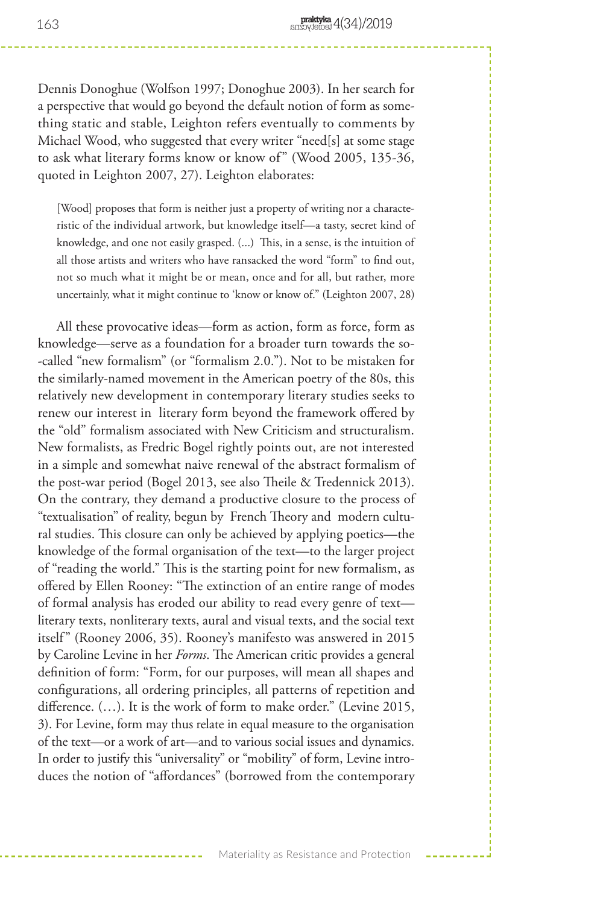Dennis Donoghue (Wolfson 1997; Donoghue 2003). In her search for a perspective that would go beyond the default notion of form as something static and stable, Leighton refers eventually to comments by Michael Wood, who suggested that every writer "need[s] at some stage to ask what literary forms know or know of" (Wood 2005, 135-36, quoted in Leighton 2007, 27). Leighton elaborates:

> [Wood] proposes that form is neither just a property of writing nor a characteristic of the individual artwork, but knowledge itself—a tasty, secret kind of knowledge, and one not easily grasped. (...) This, in a sense, is the intuition of all those artists and writers who have ransacked the word "form" to find out, not so much what it might be or mean, once and for all, but rather, more uncertainly, what it might continue to 'know or know of." (Leighton 2007, 28)

All these provocative ideas—form as action, form as force, form as knowledge—serve as a foundation for a broader turn towards the so-called "new formalism" (or "formalism 2.0."). Not to be mistaken for the similarly-named movement in the American poetry of the 80s, this relatively new development in contemporary literary studies seeks to renew our interest in literary form beyond the framework offered by the "old" formalism associated with New Criticism and structuralism. New formalists, as Fredric Bogel rightly points out, are not interested in a simple and somewhat naive renewal of the abstract formalism of the post-war period (Bogel 2013, see also Theile & Tredennick 2013). On the contrary, they demand a productive closure to the process of "textualisation" of reality, begun by French Theory and modern cultural studies. This closure can only be achieved by applying poetics—the knowledge of the formal organisation of the text—to the larger project of "reading the world." This is the starting point for new formalism, as offered by Ellen Rooney: "The extinction of an entire range of modes of formal analysis has eroded our ability to read every genre of text—literary texts, nonliterary texts, aural and visual texts, and the social text itself" (Rooney 2006, 35). Rooney's manifesto was answered in 2015 by Caroline Levine in her *Forms*. The American critic provides a general definition of form: "Form, for our purposes, will mean all shapes and configurations, all ordering principles, all patterns of repetition and difference. (…). It is the work of form to make order." (Levine 2015, 3). For Levine, form may thus relate in equal measure to the organisation of the text—or a work of art—and to various social issues and dynamics. In order to justify this "universality" or "mobility" of form, Levine introduces the notion of "affordances" (borrowed from the contemporary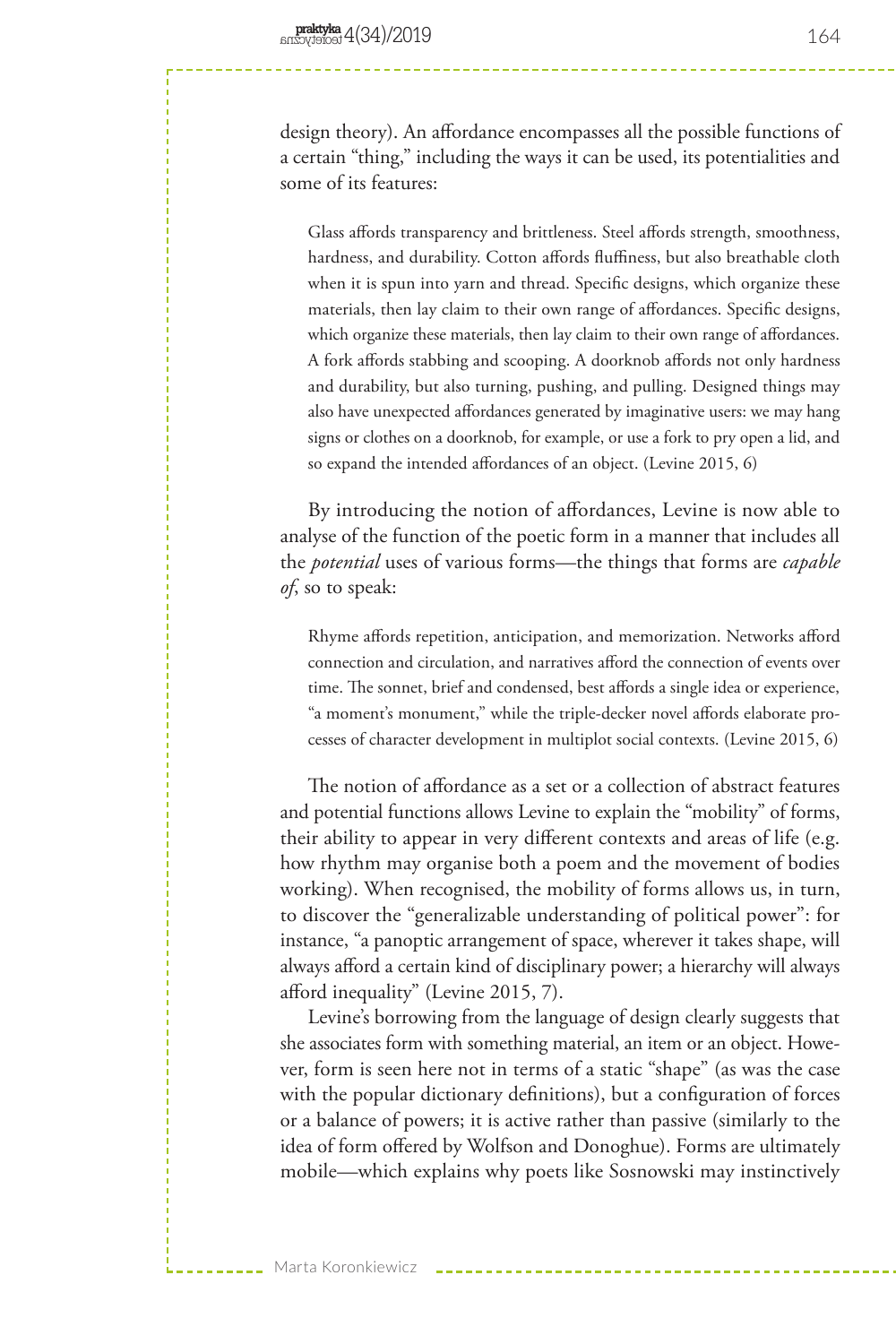design theory). An affordance encompasses all the possible functions of a certain "thing," including the ways it can be used, its potentialities and some of its features:

> Glass affords transparency and brittleness. Steel affords strength, smoothness, hardness, and durability. Cotton affords fluffiness, but also breathable cloth when it is spun into yarn and thread. Specific designs, which organize these materials, then lay claim to their own range of affordances. Specific designs, which organize these materials, then lay claim to their own range of affordances. A fork affords stabbing and scooping. A doorknob affords not only hardness and durability, but also turning, pushing, and pulling. Designed things may also have unexpected affordances generated by imaginative users: we may hang signs or clothes on a doorknob, for example, or use a fork to pry open a lid, and so expand the intended affordances of an object. (Levine 2015, 6)

By introducing the notion of affordances, Levine is now able to analyse of the function of the poetic form in a manner that includes all the *potential* uses of various forms—the things that forms are *capable of*, so to speak:

> Rhyme affords repetition, anticipation, and memorization. Networks afford connection and circulation, and narratives afford the connection of events over time. The sonnet, brief and condensed, best affords a single idea or experience, "a moment's monument," while the triple-decker novel affords elaborate processes of character development in multiplot social contexts. (Levine 2015, 6)

The notion of affordance as a set or a collection of abstract features and potential functions allows Levine to explain the "mobility" of forms, their ability to appear in very different contexts and areas of life (e.g. how rhythm may organise both a poem and the movement of bodies working). When recognised, the mobility of forms allows us, in turn, to discover the "generalizable understanding of political power": for instance, "a panoptic arrangement of space, wherever it takes shape, will always afford a certain kind of disciplinary power; a hierarchy will always afford inequality" (Levine 2015, 7).

Levine's borrowing from the language of design clearly suggests that she associates form with something material, an item or an object. However, form is seen here not in terms of a static "shape" (as was the case with the popular dictionary definitions), but a configuration of forces or a balance of powers; it is active rather than passive (similarly to the idea of form offered by Wolfson and Donoghue). Forms are ultimately mobile—which explains why poets like Sosnowski may instinctively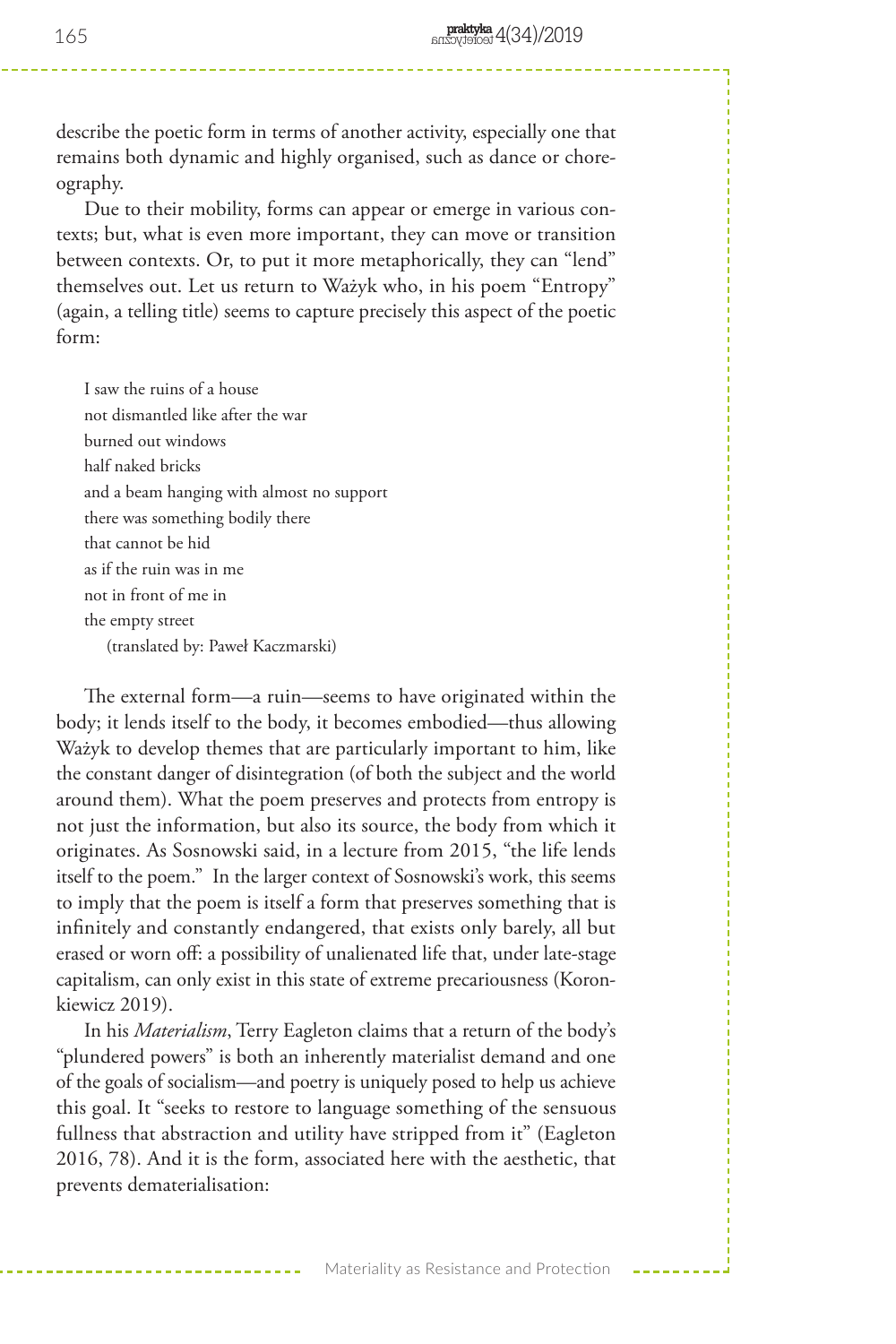describe the poetic form in terms of another activity, especially one that remains both dynamic and highly organised, such as dance or choreography.

Due to their mobility, forms can appear or emerge in various contexts; but, what is even more important, they can move or transition between contexts. Or, to put it more metaphorically, they can "lend" themselves out. Let us return to Ważyk who, in his poem "Entropy" (again, a telling title) seems to capture precisely this aspect of the poetic form:

> I saw the ruins of a house
> not dismantled like after the war
> burned out windows
> half naked bricks
> and a beam hanging with almost no support
> there was something bodily there
> that cannot be hid
> as if the ruin was in me
> not in front of me in
> the empty street
>
> (translated by: Paweł Kaczmarski)

The external form—a ruin—seems to have originated within the body; it lends itself to the body, it becomes embodied—thus allowing Ważyk to develop themes that are particularly important to him, like the constant danger of disintegration (of both the subject and the world around them). What the poem preserves and protects from entropy is not just the information, but also its source, the body from which it originates. As Sosnowski said, in a lecture from 2015, "the life lends itself to the poem." In the larger context of Sosnowski's work, this seems to imply that the poem is itself a form that preserves something that is infinitely and constantly endangered, that exists only barely, all but erased or worn off: a possibility of unalienated life that, under late-stage capitalism, can only exist in this state of extreme precariousness (Koronkiewicz 2019).

In his *Materialism*, Terry Eagleton claims that a return of the body's "plundered powers" is both an inherently materialist demand and one of the goals of socialism—and poetry is uniquely posed to help us achieve this goal. It "seeks to restore to language something of the sensuous fullness that abstraction and utility have stripped from it" (Eagleton 2016, 78). And it is the form, associated here with the aesthetic, that prevents dematerialisation: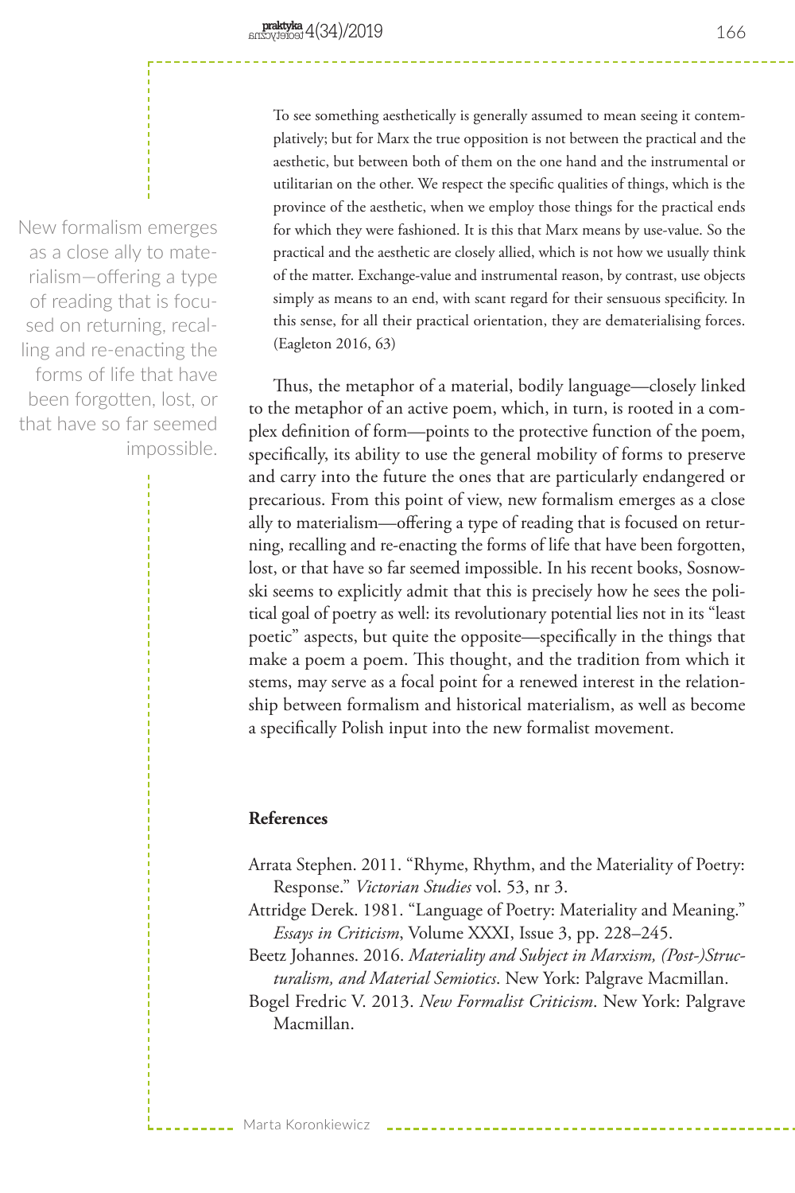> To see something aesthetically is generally assumed to mean seeing it contemplatively; but for Marx the true opposition is not between the practical and the aesthetic, but between both of them on the one hand and the instrumental or utilitarian on the other. We respect the specific qualities of things, which is the province of the aesthetic, when we employ those things for the practical ends for which they were fashioned. It is this that Marx means by use-value. So the practical and the aesthetic are closely allied, which is not how we usually think of the matter. Exchange-value and instrumental reason, by contrast, use objects simply as means to an end, with scant regard for their sensuous specificity. In this sense, for all their practical orientation, they are dematerialising forces. (Eagleton 2016, 63)

Thus, the metaphor of a material, bodily language—closely linked to the metaphor of an active poem, which, in turn, is rooted in a complex definition of form—points to the protective function of the poem, specifically, its ability to use the general mobility of forms to preserve and carry into the future the ones that are particularly endangered or precarious. From this point of view, new formalism emerges as a close ally to materialism—offering a type of reading that is focused on returning, recalling and re-enacting the forms of life that have been forgotten, lost, or that have so far seemed impossible. In his recent books, Sosnowski seems to explicitly admit that this is precisely how he sees the political goal of poetry as well: its revolutionary potential lies not in its "least poetic" aspects, but quite the opposite—specifically in the things that make a poem a poem. This thought, and the tradition from which it stems, may serve as a focal point for a renewed interest in the relationship between formalism and historical materialism, as well as become a specifically Polish input into the new formalist movement.

### References

Arrata Stephen. 2011. "Rhyme, Rhythm, and the Materiality of Poetry: Response." *Victorian Studies* vol. 53, nr 3.

Attridge Derek. 1981. "Language of Poetry: Materiality and Meaning." *Essays in Criticism*, Volume XXXI, Issue 3, pp. 228–245.

Beetz Johannes. 2016. *Materiality and Subject in Marxism, (Post-)Structuralism, and Material Semiotics*. New York: Palgrave Macmillan.

Bogel Fredric V. 2013. *New Formalist Criticism*. New York: Palgrave Macmillan.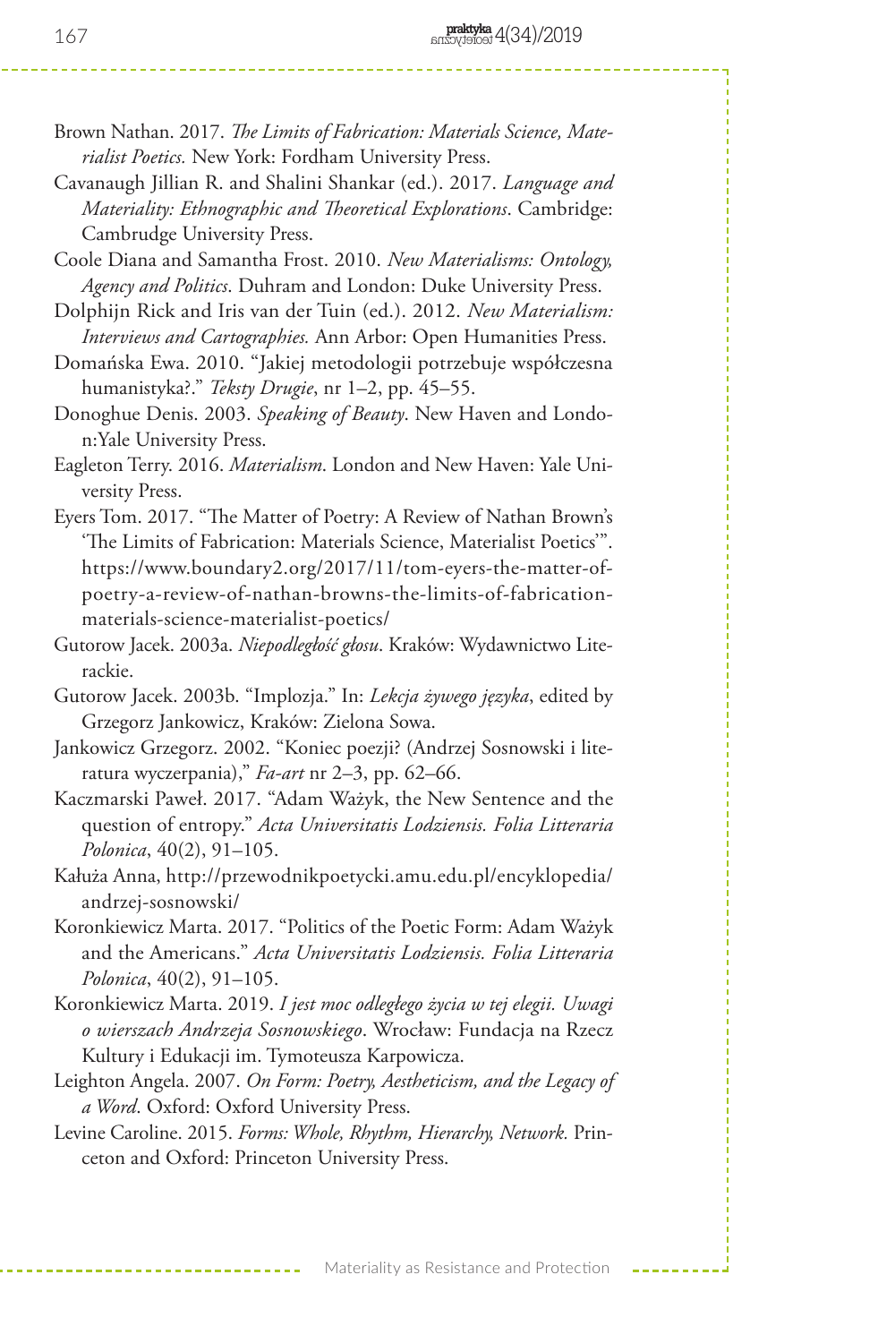Brown Nathan. 2017. *The Limits of Fabrication: Materials Science, Materialist Poetics.* New York: Fordham University Press.

Cavanaugh Jillian R. and Shalini Shankar (ed.). 2017. *Language and Materiality: Ethnographic and Theoretical Explorations*. Cambridge: Cambrudge University Press.

Coole Diana and Samantha Frost. 2010. *New Materialisms: Ontology, Agency and Politics*. Duhram and London: Duke University Press.

Dolphijn Rick and Iris van der Tuin (ed.). 2012. *New Materialism: Interviews and Cartographies.* Ann Arbor: Open Humanities Press.

Domańska Ewa. 2010. "Jakiej metodologii potrzebuje współczesna humanistyka?." *Teksty Drugie*, nr 1–2, pp. 45–55.

Donoghue Denis. 2003. *Speaking of Beauty*. New Haven and London:Yale University Press.

Eagleton Terry. 2016. *Materialism*. London and New Haven: Yale University Press.

Eyers Tom. 2017. "The Matter of Poetry: A Review of Nathan Brown's 'The Limits of Fabrication: Materials Science, Materialist Poetics'". https://www.boundary2.org/2017/11/tom-eyers-the-matter-of-poetry-a-review-of-nathan-browns-the-limits-of-fabrication-materials-science-materialist-poetics/

Gutorow Jacek. 2003a. *Niepodległość głosu*. Kraków: Wydawnictwo Literackie.

Gutorow Jacek. 2003b. "Implozja." In: *Lekcja żywego języka*, edited by Grzegorz Jankowicz, Kraków: Zielona Sowa.

Jankowicz Grzegorz. 2002. "Koniec poezji? (Andrzej Sosnowski i literatura wyczerpania)," *Fa-art* nr 2–3, pp. 62–66.

Kaczmarski Paweł. 2017. "Adam Ważyk, the New Sentence and the question of entropy." *Acta Universitatis Lodziensis. Folia Litteraria Polonica*, 40(2), 91–105.

Kałuża Anna, http://przewodnikpoetycki.amu.edu.pl/encyklopedia/andrzej-sosnowski/

Koronkiewicz Marta. 2017. "Politics of the Poetic Form: Adam Ważyk and the Americans." *Acta Universitatis Lodziensis. Folia Litteraria Polonica*, 40(2), 91–105.

Koronkiewicz Marta. 2019. *I jest moc odległego życia w tej elegii. Uwagi o wierszach Andrzeja Sosnowskiego*. Wrocław: Fundacja na Rzecz Kultury i Edukacji im. Tymoteusza Karpowicza.

Leighton Angela. 2007. *On Form: Poetry, Aestheticism, and the Legacy of a Word*. Oxford: Oxford University Press.

Levine Caroline. 2015. *Forms: Whole, Rhythm, Hierarchy, Network.* Princeton and Oxford: Princeton University Press.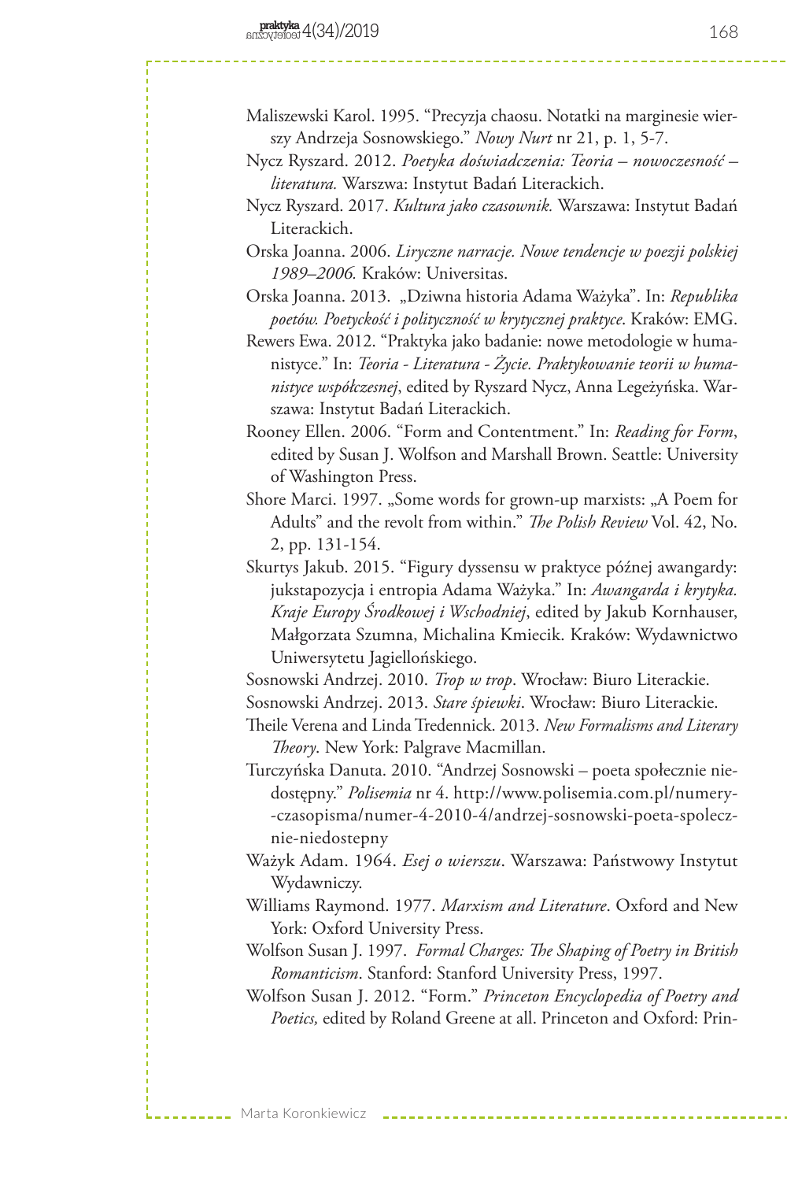Maliszewski Karol. 1995. "Precyzja chaosu. Notatki na marginesie wierszy Andrzeja Sosnowskiego." *Nowy Nurt* nr 21, p. 1, 5-7.

Nycz Ryszard. 2012. *Poetyka doświadczenia: Teoria – nowoczesność – literatura.* Warszwa: Instytut Badań Literackich.

Nycz Ryszard. 2017. *Kultura jako czasownik.* Warszawa: Instytut Badań Literackich.

Orska Joanna. 2006. *Liryczne narracje. Nowe tendencje w poezji polskiej 1989–2006.* Kraków: Universitas.

Orska Joanna. 2013. „Dziwna historia Adama Ważyka". In: *Republika poetów. Poetyckość i polityczność w krytycznej praktyce*. Kraków: EMG.

Rewers Ewa. 2012. "Praktyka jako badanie: nowe metodologie w humanistyce." In: *Teoria - Literatura - Życie. Praktykowanie teorii w humanistyce współczesnej*, edited by Ryszard Nycz, Anna Legeżyńska. Warszawa: Instytut Badań Literackich.

Rooney Ellen. 2006. "Form and Contentment." In: *Reading for Form*, edited by Susan J. Wolfson and Marshall Brown. Seattle: University of Washington Press.

Shore Marci. 1997. „Some words for grown-up marxists: „A Poem for Adults" and the revolt from within." *The Polish Review* Vol. 42, No. 2, pp. 131-154.

Skurtys Jakub. 2015. "Figury dyssensu w praktyce późnej awangardy: jukstapozycja i entropia Adama Ważyka." In: *Awangarda i krytyka. Kraje Europy Środkowej i Wschodniej*, edited by Jakub Kornhauser, Małgorzata Szumna, Michalina Kmiecik. Kraków: Wydawnictwo Uniwersytetu Jagiellońskiego.

Sosnowski Andrzej. 2010. *Trop w trop*. Wrocław: Biuro Literackie.

Sosnowski Andrzej. 2013. *Stare śpiewki*. Wrocław: Biuro Literackie.

Theile Verena and Linda Tredennick. 2013. *New Formalisms and Literary Theory*. New York: Palgrave Macmillan.

Turczyńska Danuta. 2010. "Andrzej Sosnowski – poeta społecznie niedostępny." *Polisemia* nr 4. http://www.polisemia.com.pl/numery-czasopisma/numer-4-2010-4/andrzej-sosnowski-poeta-spolecznie-niedostepny

Ważyk Adam. 1964. *Esej o wierszu*. Warszawa: Państwowy Instytut Wydawniczy.

Williams Raymond. 1977. *Marxism and Literature*. Oxford and New York: Oxford University Press.

Wolfson Susan J. 1997. *Formal Charges: The Shaping of Poetry in British Romanticism*. Stanford: Stanford University Press, 1997.

Wolfson Susan J. 2012. "Form." *Princeton Encyclopedia of Poetry and Poetics,* edited by Roland Greene at all. Princeton and Oxford: Prin-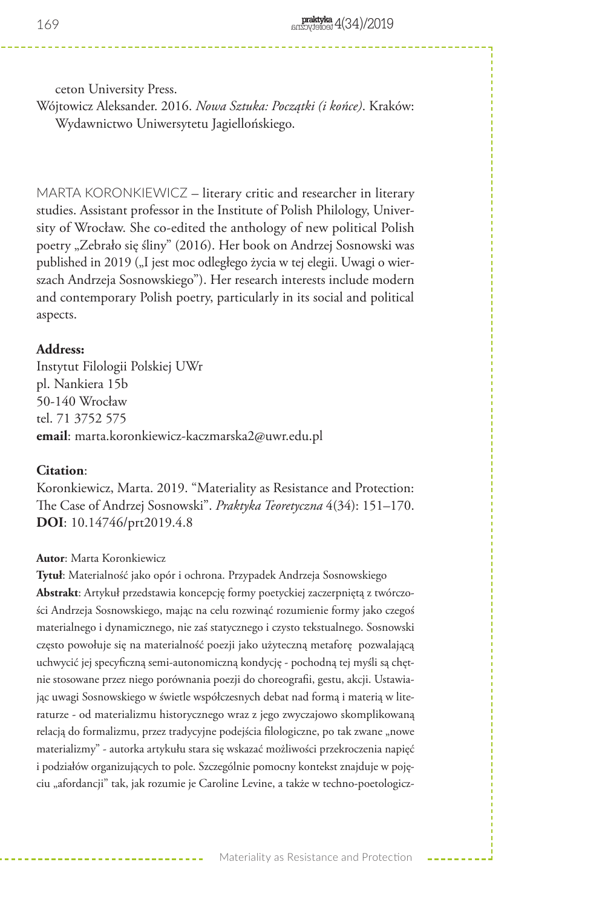ceton University Press.

Wójtowicz Aleksander. 2016. *Nowa Sztuka: Początki (i końce)*. Kraków: Wydawnictwo Uniwersytetu Jagiellońskiego.

MARTA KORONKIEWICZ – literary critic and researcher in literary studies. Assistant professor in the Institute of Polish Philology, University of Wrocław. She co-edited the anthology of new political Polish poetry „Zebrało się śliny" (2016). Her book on Andrzej Sosnowski was published in 2019 („I jest moc odległego życia w tej elegii. Uwagi o wierszach Andrzeja Sosnowskiego"). Her research interests include modern and contemporary Polish poetry, particularly in its social and political aspects.

**Address:**
Instytut Filologii Polskiej UWr
pl. Nankiera 15b
50-140 Wrocław
tel. 71 3752 575
**email**: marta.koronkiewicz-kaczmarska2@uwr.edu.pl

**Citation**:
Koronkiewicz, Marta. 2019. "Materiality as Resistance and Protection: The Case of Andrzej Sosnowski". *Praktyka Teoretyczna* 4(34): 151–170.
**DOI**: 10.14746/prt2019.4.8

**Autor**: Marta Koronkiewicz

**Tytuł**: Materialność jako opór i ochrona. Przypadek Andrzeja Sosnowskiego

**Abstrakt**: Artykuł przedstawia koncepcję formy poetyckiej zaczerpniętą z twórczości Andrzeja Sosnowskiego, mając na celu rozwinąć rozumienie formy jako czegoś materialnego i dynamicznego, nie zaś statycznego i czysto tekstualnego. Sosnowski często powołuje się na materialność poezji jako użyteczną metaforę pozwalającą uchwycić jej specyficzną semi-autonomiczną kondycję - pochodną tej myśli są chętnie stosowane przez niego porównania poezji do choreografii, gestu, akcji. Ustawiając uwagi Sosnowskiego w świetle współczesnych debat nad formą i materią w literaturze - od materializmu historycznego wraz z jego zwyczajowo skomplikowaną relacją do formalizmu, przez tradycyjne podejścia filologiczne, po tak zwane „nowe materializmy" - autorka artykułu stara się wskazać możliwości przekroczenia napięć i podziałów organizujących to pole. Szczególnie pomocny kontekst znajduje w pojęciu „afordancji" tak, jak rozumie je Caroline Levine, a także w techno-poetologicz-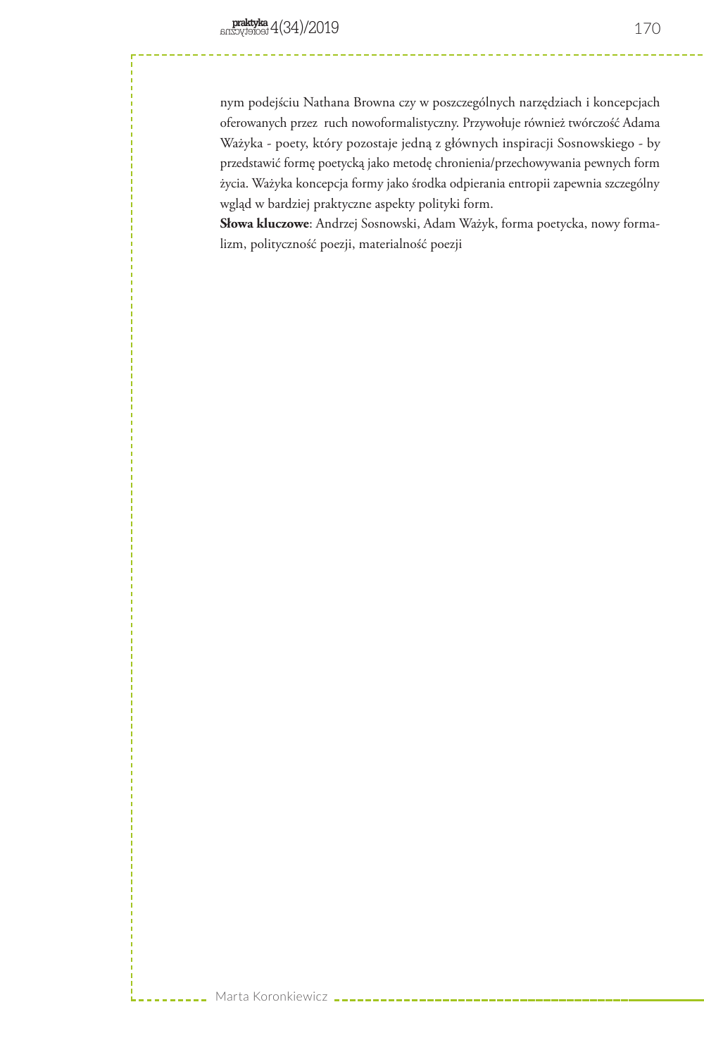nym podejściu Nathana Browna czy w poszczególnych narzędziach i koncepcjach oferowanych przez ruch nowoformalistyczny. Przywołuje również twórczość Adama Ważyka - poety, który pozostaje jedną z głównych inspiracji Sosnowskiego - by przedstawić formę poetycką jako metodę chronienia/przechowywania pewnych form życia. Ważyka koncepcja formy jako środka odpierania entropii zapewnia szczególny wgląd w bardziej praktyczne aspekty polityki form.

**Słowa kluczowe**: Andrzej Sosnowski, Adam Ważyk, forma poetycka, nowy formalizm, polityczność poezji, materialność poezji